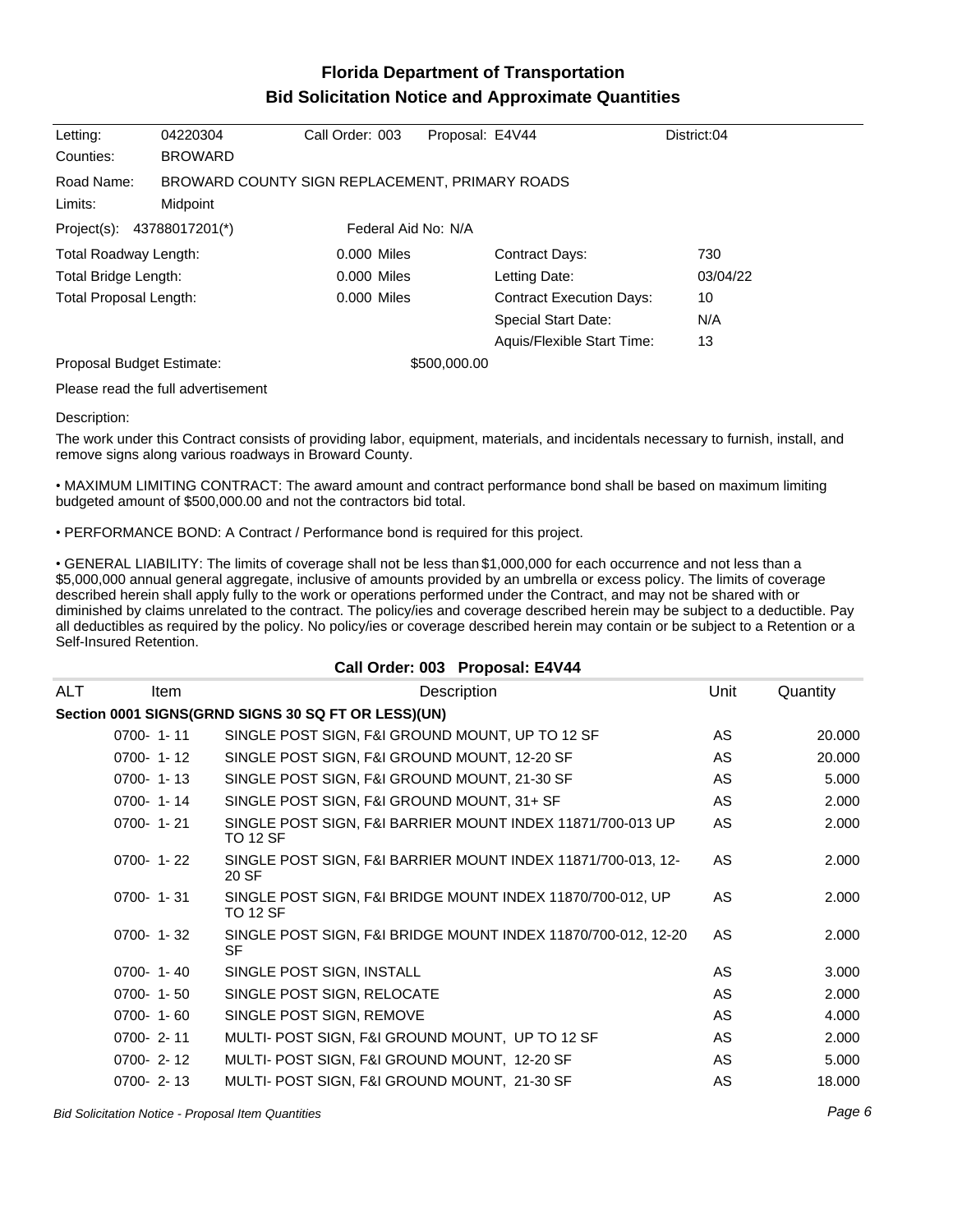# Florida Department of Transportation
## Bid Solicitation Notice and Approximate Quantities

| | | | | |
|---|---|---|---|---|
| Letting: | 04220304 | Call Order: 003 | Proposal: E4V44 | District:04 |
| Counties: | BROWARD | | | |
| Road Name: | BROWARD COUNTY SIGN REPLACEMENT, PRIMARY ROADS | | | |
| Limits: | Midpoint | | | |
| Project(s): | 43788017201(*) | Federal Aid No: N/A | | |

| | | | |
|---|---|---|---|
| Total Roadway Length: | 0.000 Miles | Contract Days: | 730 |
| Total Bridge Length: | 0.000 Miles | Letting Date: | 03/04/22 |
| Total Proposal Length: | 0.000 Miles | Contract Execution Days: | 10 |
| | | Special Start Date: | N/A |
| | | Aquis/Flexible Start Time: | 13 |

Proposal Budget Estimate: $500,000.00

Please read the full advertisement

Description:

The work under this Contract consists of providing labor, equipment, materials, and incidentals necessary to furnish, install, and remove signs along various roadways in Broward County.

• MAXIMUM LIMITING CONTRACT: The award amount and contract performance bond shall be based on maximum limiting budgeted amount of $500,000.00 and not the contractors bid total.

• PERFORMANCE BOND: A Contract / Performance bond is required for this project.

• GENERAL LIABILITY: The limits of coverage shall not be less than $1,000,000 for each occurrence and not less than a $5,000,000 annual general aggregate, inclusive of amounts provided by an umbrella or excess policy. The limits of coverage described herein shall apply fully to the work or operations performed under the Contract, and may not be shared with or diminished by claims unrelated to the contract. The policy/ies and coverage described herein may be subject to a deductible. Pay all deductibles as required by the policy. No policy/ies or coverage described herein may contain or be subject to a Retention or a Self-Insured Retention.

### Call Order: 003 Proposal: E4V44

| ALT | Item | Description | Unit | Quantity |
|---|---|---|---|---|
| **Section 0001 SIGNS(GRND SIGNS 30 SQ FT OR LESS)(UN)** | | | | |
| | 0700- 1- 11 | SINGLE POST SIGN, F&I GROUND MOUNT, UP TO 12 SF | AS | 20.000 |
| | 0700- 1- 12 | SINGLE POST SIGN, F&I GROUND MOUNT, 12-20 SF | AS | 20.000 |
| | 0700- 1- 13 | SINGLE POST SIGN, F&I GROUND MOUNT, 21-30 SF | AS | 5.000 |
| | 0700- 1- 14 | SINGLE POST SIGN, F&I GROUND MOUNT, 31+ SF | AS | 2.000 |
| | 0700- 1- 21 | SINGLE POST SIGN, F&I BARRIER MOUNT INDEX 11871/700-013 UP TO 12 SF | AS | 2.000 |
| | 0700- 1- 22 | SINGLE POST SIGN, F&I BARRIER MOUNT INDEX 11871/700-013, 12-20 SF | AS | 2.000 |
| | 0700- 1- 31 | SINGLE POST SIGN, F&I BRIDGE MOUNT INDEX 11870/700-012, UP TO 12 SF | AS | 2.000 |
| | 0700- 1- 32 | SINGLE POST SIGN, F&I BRIDGE MOUNT INDEX 11870/700-012, 12-20 SF | AS | 2.000 |
| | 0700- 1- 40 | SINGLE POST SIGN, INSTALL | AS | 3.000 |
| | 0700- 1- 50 | SINGLE POST SIGN, RELOCATE | AS | 2.000 |
| | 0700- 1- 60 | SINGLE POST SIGN, REMOVE | AS | 4.000 |
| | 0700- 2- 11 | MULTI- POST SIGN, F&I GROUND MOUNT, UP TO 12 SF | AS | 2.000 |
| | 0700- 2- 12 | MULTI- POST SIGN, F&I GROUND MOUNT, 12-20 SF | AS | 5.000 |
| | 0700- 2- 13 | MULTI- POST SIGN, F&I GROUND MOUNT, 21-30 SF | AS | 18.000 |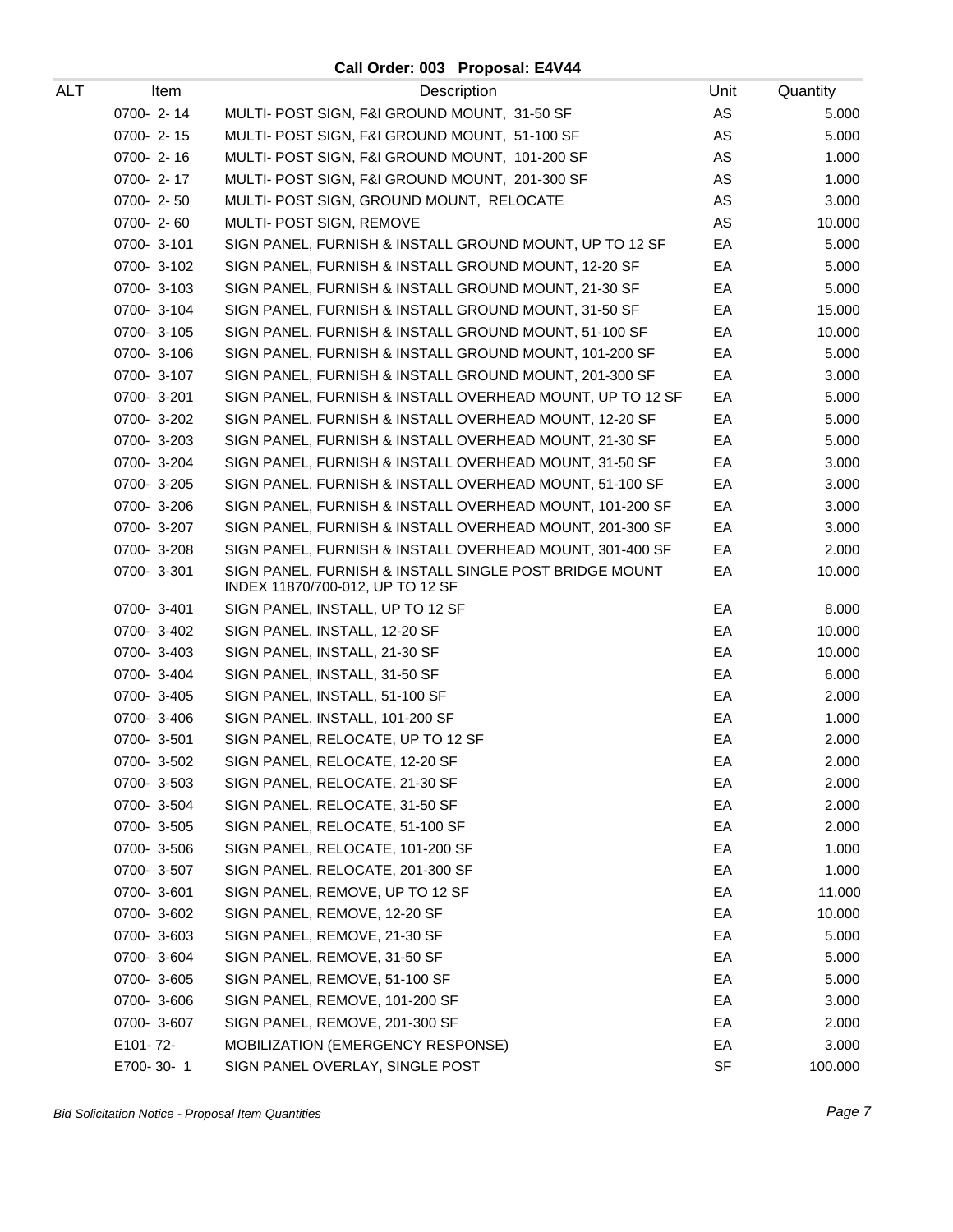## Call Order: 003 Proposal: E4V44

| ALT | Item | Description | Unit | Quantity |
|---|---|---|---|---|
| | 0700- 2- 14 | MULTI- POST SIGN, F&I GROUND MOUNT, 31-50 SF | AS | 5.000 |
| | 0700- 2- 15 | MULTI- POST SIGN, F&I GROUND MOUNT, 51-100 SF | AS | 5.000 |
| | 0700- 2- 16 | MULTI- POST SIGN, F&I GROUND MOUNT, 101-200 SF | AS | 1.000 |
| | 0700- 2- 17 | MULTI- POST SIGN, F&I GROUND MOUNT, 201-300 SF | AS | 1.000 |
| | 0700- 2- 50 | MULTI- POST SIGN, GROUND MOUNT, RELOCATE | AS | 3.000 |
| | 0700- 2- 60 | MULTI- POST SIGN, REMOVE | AS | 10.000 |
| | 0700- 3-101 | SIGN PANEL, FURNISH & INSTALL GROUND MOUNT, UP TO 12 SF | EA | 5.000 |
| | 0700- 3-102 | SIGN PANEL, FURNISH & INSTALL GROUND MOUNT, 12-20 SF | EA | 5.000 |
| | 0700- 3-103 | SIGN PANEL, FURNISH & INSTALL GROUND MOUNT, 21-30 SF | EA | 5.000 |
| | 0700- 3-104 | SIGN PANEL, FURNISH & INSTALL GROUND MOUNT, 31-50 SF | EA | 15.000 |
| | 0700- 3-105 | SIGN PANEL, FURNISH & INSTALL GROUND MOUNT, 51-100 SF | EA | 10.000 |
| | 0700- 3-106 | SIGN PANEL, FURNISH & INSTALL GROUND MOUNT, 101-200 SF | EA | 5.000 |
| | 0700- 3-107 | SIGN PANEL, FURNISH & INSTALL GROUND MOUNT, 201-300 SF | EA | 3.000 |
| | 0700- 3-201 | SIGN PANEL, FURNISH & INSTALL OVERHEAD MOUNT, UP TO 12 SF | EA | 5.000 |
| | 0700- 3-202 | SIGN PANEL, FURNISH & INSTALL OVERHEAD MOUNT, 12-20 SF | EA | 5.000 |
| | 0700- 3-203 | SIGN PANEL, FURNISH & INSTALL OVERHEAD MOUNT, 21-30 SF | EA | 5.000 |
| | 0700- 3-204 | SIGN PANEL, FURNISH & INSTALL OVERHEAD MOUNT, 31-50 SF | EA | 3.000 |
| | 0700- 3-205 | SIGN PANEL, FURNISH & INSTALL OVERHEAD MOUNT, 51-100 SF | EA | 3.000 |
| | 0700- 3-206 | SIGN PANEL, FURNISH & INSTALL OVERHEAD MOUNT, 101-200 SF | EA | 3.000 |
| | 0700- 3-207 | SIGN PANEL, FURNISH & INSTALL OVERHEAD MOUNT, 201-300 SF | EA | 3.000 |
| | 0700- 3-208 | SIGN PANEL, FURNISH & INSTALL OVERHEAD MOUNT, 301-400 SF | EA | 2.000 |
| | 0700- 3-301 | SIGN PANEL, FURNISH & INSTALL SINGLE POST BRIDGE MOUNT INDEX 11870/700-012, UP TO 12 SF | EA | 10.000 |
| | 0700- 3-401 | SIGN PANEL, INSTALL, UP TO 12 SF | EA | 8.000 |
| | 0700- 3-402 | SIGN PANEL, INSTALL, 12-20 SF | EA | 10.000 |
| | 0700- 3-403 | SIGN PANEL, INSTALL, 21-30 SF | EA | 10.000 |
| | 0700- 3-404 | SIGN PANEL, INSTALL, 31-50 SF | EA | 6.000 |
| | 0700- 3-405 | SIGN PANEL, INSTALL, 51-100 SF | EA | 2.000 |
| | 0700- 3-406 | SIGN PANEL, INSTALL, 101-200 SF | EA | 1.000 |
| | 0700- 3-501 | SIGN PANEL, RELOCATE, UP TO 12 SF | EA | 2.000 |
| | 0700- 3-502 | SIGN PANEL, RELOCATE, 12-20 SF | EA | 2.000 |
| | 0700- 3-503 | SIGN PANEL, RELOCATE, 21-30 SF | EA | 2.000 |
| | 0700- 3-504 | SIGN PANEL, RELOCATE, 31-50 SF | EA | 2.000 |
| | 0700- 3-505 | SIGN PANEL, RELOCATE, 51-100 SF | EA | 2.000 |
| | 0700- 3-506 | SIGN PANEL, RELOCATE, 101-200 SF | EA | 1.000 |
| | 0700- 3-507 | SIGN PANEL, RELOCATE, 201-300 SF | EA | 1.000 |
| | 0700- 3-601 | SIGN PANEL, REMOVE, UP TO 12 SF | EA | 11.000 |
| | 0700- 3-602 | SIGN PANEL, REMOVE, 12-20 SF | EA | 10.000 |
| | 0700- 3-603 | SIGN PANEL, REMOVE, 21-30 SF | EA | 5.000 |
| | 0700- 3-604 | SIGN PANEL, REMOVE, 31-50 SF | EA | 5.000 |
| | 0700- 3-605 | SIGN PANEL, REMOVE, 51-100 SF | EA | 5.000 |
| | 0700- 3-606 | SIGN PANEL, REMOVE, 101-200 SF | EA | 3.000 |
| | 0700- 3-607 | SIGN PANEL, REMOVE, 201-300 SF | EA | 2.000 |
| | E101- 72- | MOBILIZATION (EMERGENCY RESPONSE) | EA | 3.000 |
| | E700- 30- 1 | SIGN PANEL OVERLAY, SINGLE POST | SF | 100.000 |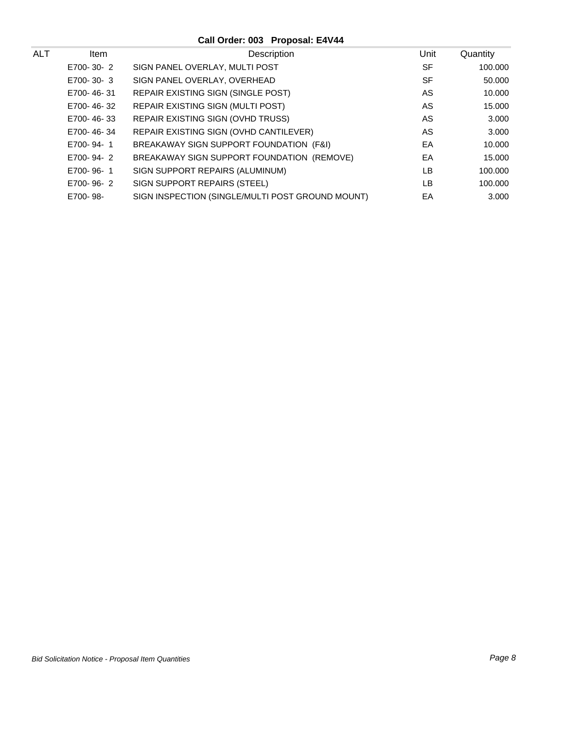**Call Order: 003 Proposal: E4V44**

| ALT | Item | Description | Unit | Quantity |
|---|---|---|---|---|
| | E700- 30- 2 | SIGN PANEL OVERLAY, MULTI POST | SF | 100.000 |
| | E700- 30- 3 | SIGN PANEL OVERLAY, OVERHEAD | SF | 50.000 |
| | E700- 46- 31 | REPAIR EXISTING SIGN (SINGLE POST) | AS | 10.000 |
| | E700- 46- 32 | REPAIR EXISTING SIGN (MULTI POST) | AS | 15.000 |
| | E700- 46- 33 | REPAIR EXISTING SIGN (OVHD TRUSS) | AS | 3.000 |
| | E700- 46- 34 | REPAIR EXISTING SIGN (OVHD CANTILEVER) | AS | 3.000 |
| | E700- 94- 1 | BREAKAWAY SIGN SUPPORT FOUNDATION (F&I) | EA | 10.000 |
| | E700- 94- 2 | BREAKAWAY SIGN SUPPORT FOUNDATION (REMOVE) | EA | 15.000 |
| | E700- 96- 1 | SIGN SUPPORT REPAIRS (ALUMINUM) | LB | 100.000 |
| | E700- 96- 2 | SIGN SUPPORT REPAIRS (STEEL) | LB | 100.000 |
| | E700- 98- | SIGN INSPECTION (SINGLE/MULTI POST GROUND MOUNT) | EA | 3.000 |